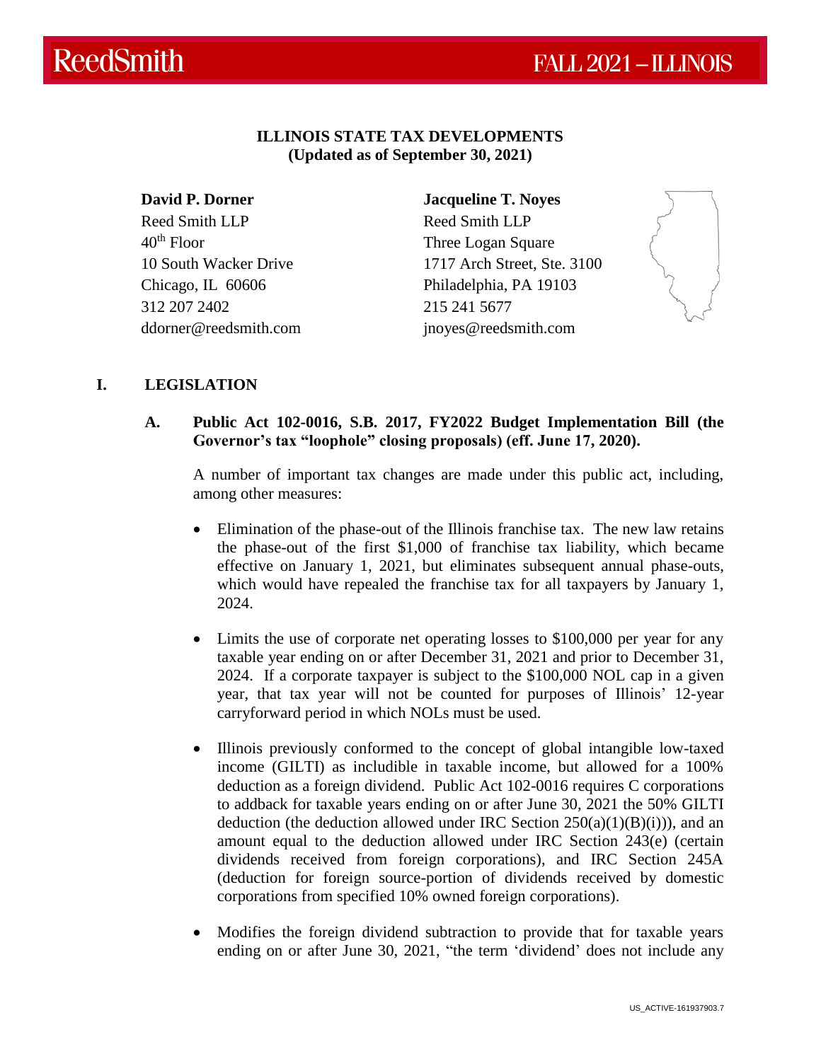ReedSmith FALL 2021 – ILLINOIS

**ILLINOIS STATE TAX DEVELOPMENTS**
**(Updated as of September 30, 2021)**

**David P. Dorner**
Reed Smith LLP
40th Floor
10 South Wacker Drive
Chicago, IL 60606
312 207 2402
ddorner@reedsmith.com

**Jacqueline T. Noyes**
Reed Smith LLP
Three Logan Square
1717 Arch Street, Ste. 3100
Philadelphia, PA 19103
215 241 5677
jnoyes@reedsmith.com

## I. LEGISLATION

### A. Public Act 102-0016, S.B. 2017, FY2022 Budget Implementation Bill (the Governor's tax "loophole" closing proposals) (eff. June 17, 2020).

A number of important tax changes are made under this public act, including, among other measures:

- Elimination of the phase-out of the Illinois franchise tax. The new law retains the phase-out of the first $1,000 of franchise tax liability, which became effective on January 1, 2021, but eliminates subsequent annual phase-outs, which would have repealed the franchise tax for all taxpayers by January 1, 2024.
- Limits the use of corporate net operating losses to $100,000 per year for any taxable year ending on or after December 31, 2021 and prior to December 31, 2024. If a corporate taxpayer is subject to the $100,000 NOL cap in a given year, that tax year will not be counted for purposes of Illinois' 12-year carryforward period in which NOLs must be used.
- Illinois previously conformed to the concept of global intangible low-taxed income (GILTI) as includible in taxable income, but allowed for a 100% deduction as a foreign dividend. Public Act 102-0016 requires C corporations to addback for taxable years ending on or after June 30, 2021 the 50% GILTI deduction (the deduction allowed under IRC Section 250(a)(1)(B)(i)), and an amount equal to the deduction allowed under IRC Section 243(e) (certain dividends received from foreign corporations), and IRC Section 245A (deduction for foreign source-portion of dividends received by domestic corporations from specified 10% owned foreign corporations).
- Modifies the foreign dividend subtraction to provide that for taxable years ending on or after June 30, 2021, "the term 'dividend' does not include any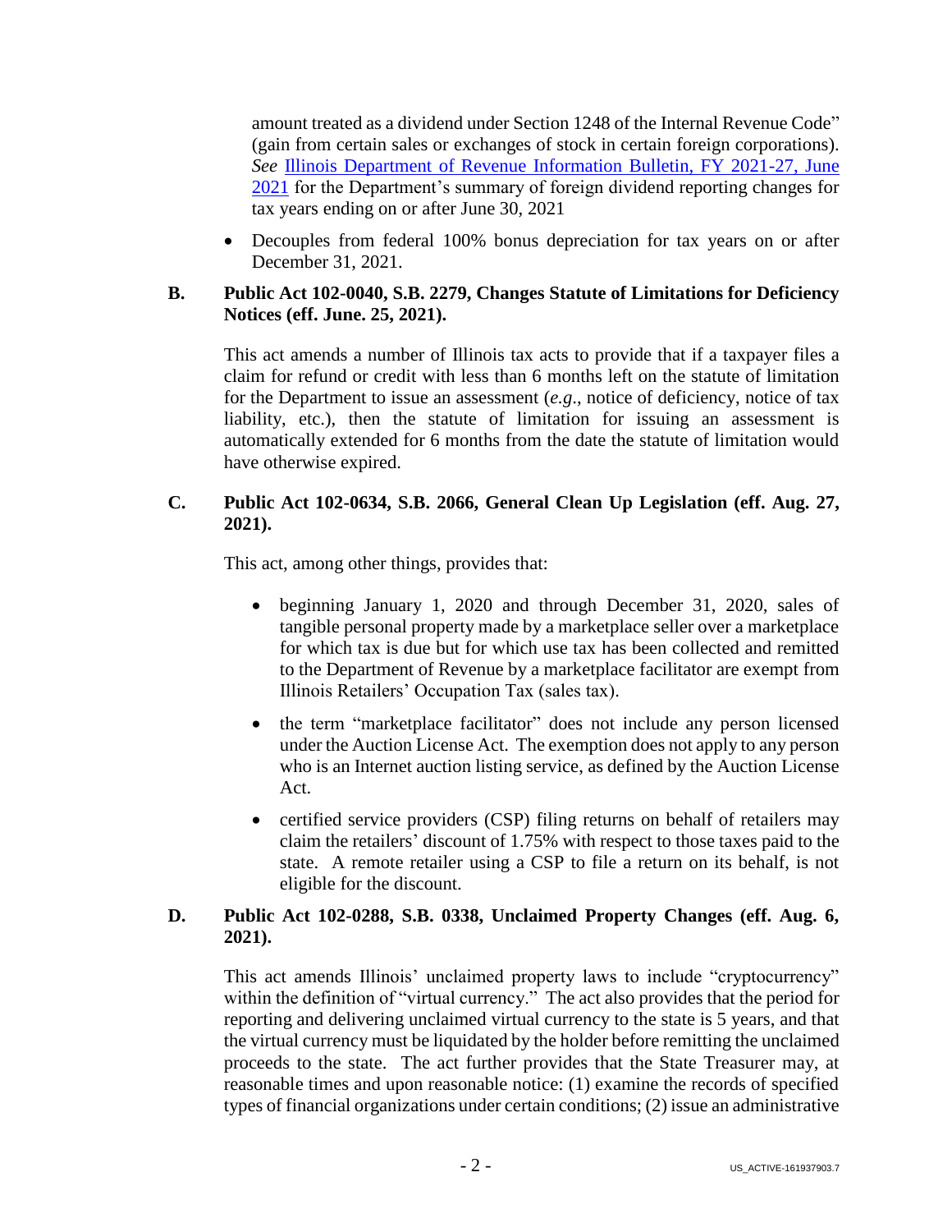amount treated as a dividend under Section 1248 of the Internal Revenue Code" (gain from certain sales or exchanges of stock in certain foreign corporations). *See* Illinois Department of Revenue Information Bulletin, FY 2021-27, June 2021 for the Department's summary of foreign dividend reporting changes for tax years ending on or after June 30, 2021

- Decouples from federal 100% bonus depreciation for tax years on or after December 31, 2021.

**B. Public Act 102-0040, S.B. 2279, Changes Statute of Limitations for Deficiency Notices (eff. June. 25, 2021).**

This act amends a number of Illinois tax acts to provide that if a taxpayer files a claim for refund or credit with less than 6 months left on the statute of limitation for the Department to issue an assessment (*e.g.*, notice of deficiency, notice of tax liability, etc.), then the statute of limitation for issuing an assessment is automatically extended for 6 months from the date the statute of limitation would have otherwise expired.

**C. Public Act 102-0634, S.B. 2066, General Clean Up Legislation (eff. Aug. 27, 2021).**

This act, among other things, provides that:

- beginning January 1, 2020 and through December 31, 2020, sales of tangible personal property made by a marketplace seller over a marketplace for which tax is due but for which use tax has been collected and remitted to the Department of Revenue by a marketplace facilitator are exempt from Illinois Retailers' Occupation Tax (sales tax).
- the term "marketplace facilitator" does not include any person licensed under the Auction License Act. The exemption does not apply to any person who is an Internet auction listing service, as defined by the Auction License Act.
- certified service providers (CSP) filing returns on behalf of retailers may claim the retailers' discount of 1.75% with respect to those taxes paid to the state. A remote retailer using a CSP to file a return on its behalf, is not eligible for the discount.

**D. Public Act 102-0288, S.B. 0338, Unclaimed Property Changes (eff. Aug. 6, 2021).**

This act amends Illinois' unclaimed property laws to include "cryptocurrency" within the definition of "virtual currency." The act also provides that the period for reporting and delivering unclaimed virtual currency to the state is 5 years, and that the virtual currency must be liquidated by the holder before remitting the unclaimed proceeds to the state. The act further provides that the State Treasurer may, at reasonable times and upon reasonable notice: (1) examine the records of specified types of financial organizations under certain conditions; (2) issue an administrative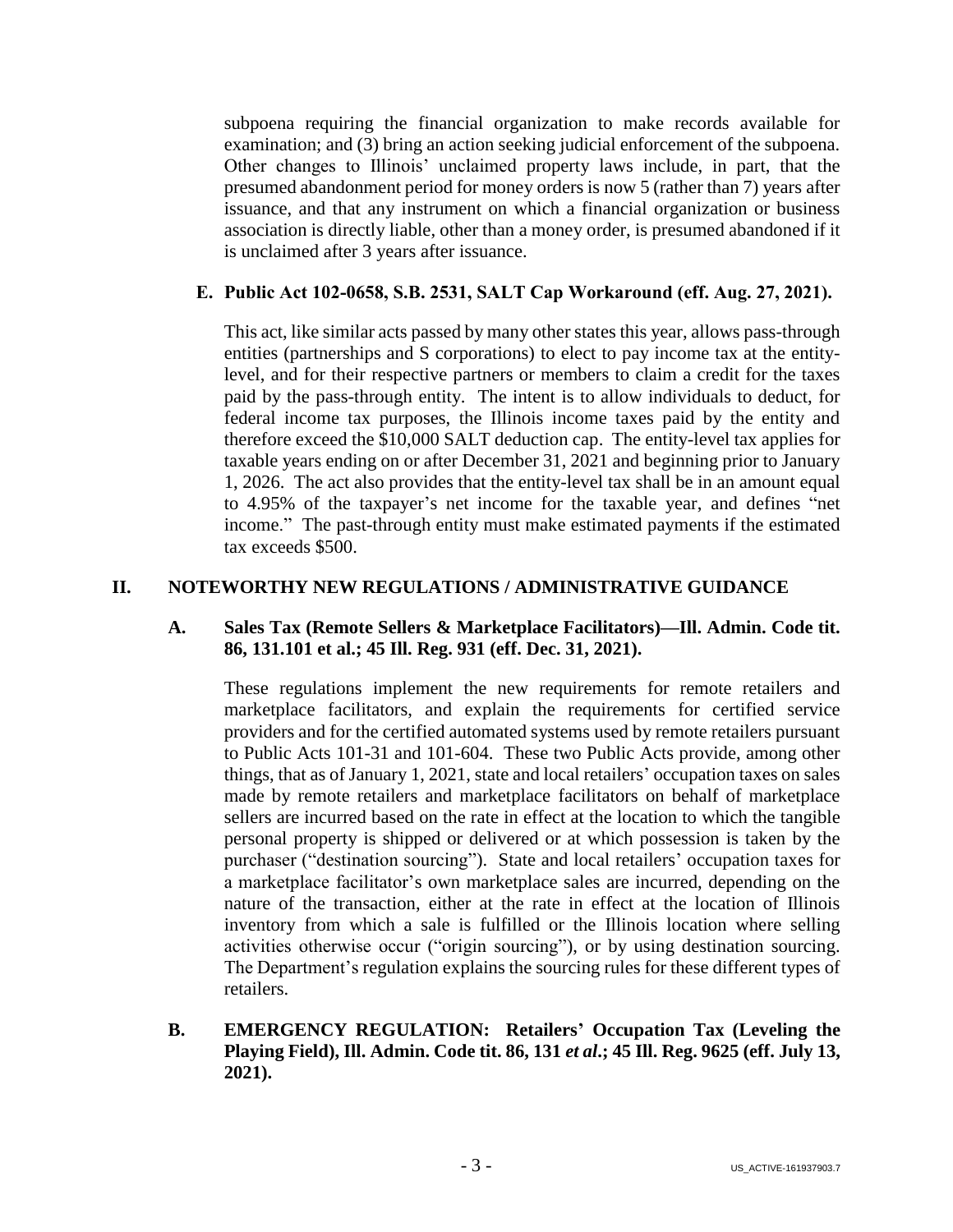subpoena requiring the financial organization to make records available for examination; and (3) bring an action seeking judicial enforcement of the subpoena. Other changes to Illinois' unclaimed property laws include, in part, that the presumed abandonment period for money orders is now 5 (rather than 7) years after issuance, and that any instrument on which a financial organization or business association is directly liable, other than a money order, is presumed abandoned if it is unclaimed after 3 years after issuance.

### E. Public Act 102-0658, S.B. 2531, SALT Cap Workaround (eff. Aug. 27, 2021).

This act, like similar acts passed by many other states this year, allows pass-through entities (partnerships and S corporations) to elect to pay income tax at the entity-level, and for their respective partners or members to claim a credit for the taxes paid by the pass-through entity. The intent is to allow individuals to deduct, for federal income tax purposes, the Illinois income taxes paid by the entity and therefore exceed the $10,000 SALT deduction cap. The entity-level tax applies for taxable years ending on or after December 31, 2021 and beginning prior to January 1, 2026. The act also provides that the entity-level tax shall be in an amount equal to 4.95% of the taxpayer's net income for the taxable year, and defines "net income." The past-through entity must make estimated payments if the estimated tax exceeds $500.

## II. NOTEWORTHY NEW REGULATIONS / ADMINISTRATIVE GUIDANCE

### A. Sales Tax (Remote Sellers & Marketplace Facilitators)—Ill. Admin. Code tit. 86, 131.101 et al.; 45 Ill. Reg. 931 (eff. Dec. 31, 2021).

These regulations implement the new requirements for remote retailers and marketplace facilitators, and explain the requirements for certified service providers and for the certified automated systems used by remote retailers pursuant to Public Acts 101-31 and 101-604. These two Public Acts provide, among other things, that as of January 1, 2021, state and local retailers' occupation taxes on sales made by remote retailers and marketplace facilitators on behalf of marketplace sellers are incurred based on the rate in effect at the location to which the tangible personal property is shipped or delivered or at which possession is taken by the purchaser ("destination sourcing"). State and local retailers' occupation taxes for a marketplace facilitator's own marketplace sales are incurred, depending on the nature of the transaction, either at the rate in effect at the location of Illinois inventory from which a sale is fulfilled or the Illinois location where selling activities otherwise occur ("origin sourcing"), or by using destination sourcing. The Department's regulation explains the sourcing rules for these different types of retailers.

### B. EMERGENCY REGULATION: Retailers' Occupation Tax (Leveling the Playing Field), Ill. Admin. Code tit. 86, 131 *et al*.; 45 Ill. Reg. 9625 (eff. July 13, 2021).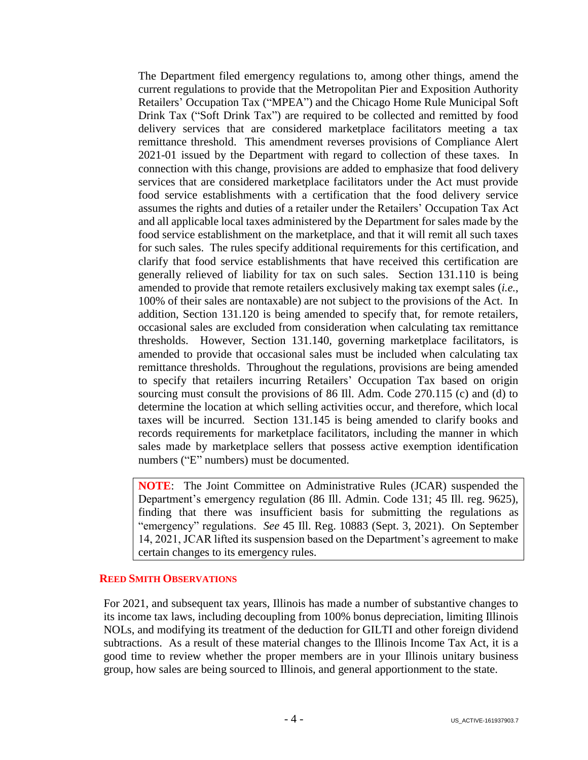The Department filed emergency regulations to, among other things, amend the current regulations to provide that the Metropolitan Pier and Exposition Authority Retailers' Occupation Tax ("MPEA") and the Chicago Home Rule Municipal Soft Drink Tax ("Soft Drink Tax") are required to be collected and remitted by food delivery services that are considered marketplace facilitators meeting a tax remittance threshold. This amendment reverses provisions of Compliance Alert 2021-01 issued by the Department with regard to collection of these taxes. In connection with this change, provisions are added to emphasize that food delivery services that are considered marketplace facilitators under the Act must provide food service establishments with a certification that the food delivery service assumes the rights and duties of a retailer under the Retailers' Occupation Tax Act and all applicable local taxes administered by the Department for sales made by the food service establishment on the marketplace, and that it will remit all such taxes for such sales. The rules specify additional requirements for this certification, and clarify that food service establishments that have received this certification are generally relieved of liability for tax on such sales. Section 131.110 is being amended to provide that remote retailers exclusively making tax exempt sales (*i.e.*, 100% of their sales are nontaxable) are not subject to the provisions of the Act. In addition, Section 131.120 is being amended to specify that, for remote retailers, occasional sales are excluded from consideration when calculating tax remittance thresholds. However, Section 131.140, governing marketplace facilitators, is amended to provide that occasional sales must be included when calculating tax remittance thresholds. Throughout the regulations, provisions are being amended to specify that retailers incurring Retailers' Occupation Tax based on origin sourcing must consult the provisions of 86 Ill. Adm. Code 270.115 (c) and (d) to determine the location at which selling activities occur, and therefore, which local taxes will be incurred. Section 131.145 is being amended to clarify books and records requirements for marketplace facilitators, including the manner in which sales made by marketplace sellers that possess active exemption identification numbers ("E" numbers) must be documented.

> **NOTE**: The Joint Committee on Administrative Rules (JCAR) suspended the Department's emergency regulation (86 Ill. Admin. Code 131; 45 Ill. reg. 9625), finding that there was insufficient basis for submitting the regulations as "emergency" regulations. *See* 45 Ill. Reg. 10883 (Sept. 3, 2021). On September 14, 2021, JCAR lifted its suspension based on the Department's agreement to make certain changes to its emergency rules.

**REED SMITH OBSERVATIONS**

For 2021, and subsequent tax years, Illinois has made a number of substantive changes to its income tax laws, including decoupling from 100% bonus depreciation, limiting Illinois NOLs, and modifying its treatment of the deduction for GILTI and other foreign dividend subtractions. As a result of these material changes to the Illinois Income Tax Act, it is a good time to review whether the proper members are in your Illinois unitary business group, how sales are being sourced to Illinois, and general apportionment to the state.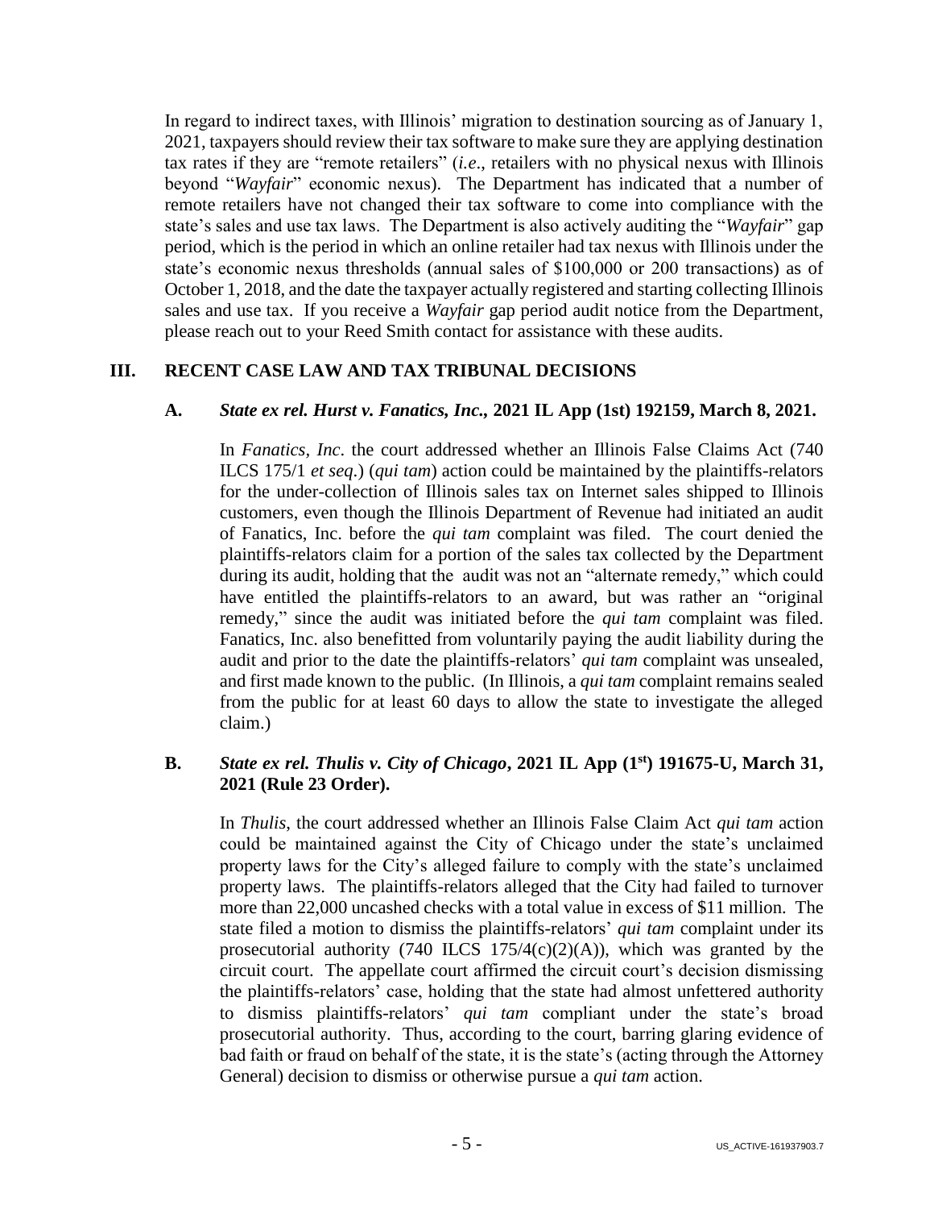In regard to indirect taxes, with Illinois' migration to destination sourcing as of January 1, 2021, taxpayers should review their tax software to make sure they are applying destination tax rates if they are "remote retailers" (*i.e*., retailers with no physical nexus with Illinois beyond "*Wayfair*" economic nexus). The Department has indicated that a number of remote retailers have not changed their tax software to come into compliance with the state's sales and use tax laws. The Department is also actively auditing the "*Wayfair*" gap period, which is the period in which an online retailer had tax nexus with Illinois under the state's economic nexus thresholds (annual sales of $100,000 or 200 transactions) as of October 1, 2018, and the date the taxpayer actually registered and starting collecting Illinois sales and use tax. If you receive a *Wayfair* gap period audit notice from the Department, please reach out to your Reed Smith contact for assistance with these audits.

## III. RECENT CASE LAW AND TAX TRIBUNAL DECISIONS

### A. *State ex rel. Hurst v. Fanatics, Inc.,* 2021 IL App (1st) 192159, March 8, 2021.

In *Fanatics, Inc*. the court addressed whether an Illinois False Claims Act (740 ILCS 175/1 *et seq*.) (*qui tam*) action could be maintained by the plaintiffs-relators for the under-collection of Illinois sales tax on Internet sales shipped to Illinois customers, even though the Illinois Department of Revenue had initiated an audit of Fanatics, Inc. before the *qui tam* complaint was filed. The court denied the plaintiffs-relators claim for a portion of the sales tax collected by the Department during its audit, holding that the audit was not an "alternate remedy," which could have entitled the plaintiffs-relators to an award, but was rather an "original remedy," since the audit was initiated before the *qui tam* complaint was filed. Fanatics, Inc. also benefitted from voluntarily paying the audit liability during the audit and prior to the date the plaintiffs-relators' *qui tam* complaint was unsealed, and first made known to the public. (In Illinois, a *qui tam* complaint remains sealed from the public for at least 60 days to allow the state to investigate the alleged claim.)

### B. *State ex rel. Thulis v. City of Chicago*, 2021 IL App (1st) 191675-U, March 31, 2021 (Rule 23 Order).

In *Thulis*, the court addressed whether an Illinois False Claim Act *qui tam* action could be maintained against the City of Chicago under the state's unclaimed property laws for the City's alleged failure to comply with the state's unclaimed property laws. The plaintiffs-relators alleged that the City had failed to turnover more than 22,000 uncashed checks with a total value in excess of $11 million. The state filed a motion to dismiss the plaintiffs-relators' *qui tam* complaint under its prosecutorial authority (740 ILCS 175/4(c)(2)(A)), which was granted by the circuit court. The appellate court affirmed the circuit court's decision dismissing the plaintiffs-relators' case, holding that the state had almost unfettered authority to dismiss plaintiffs-relators' *qui tam* compliant under the state's broad prosecutorial authority. Thus, according to the court, barring glaring evidence of bad faith or fraud on behalf of the state, it is the state's (acting through the Attorney General) decision to dismiss or otherwise pursue a *qui tam* action.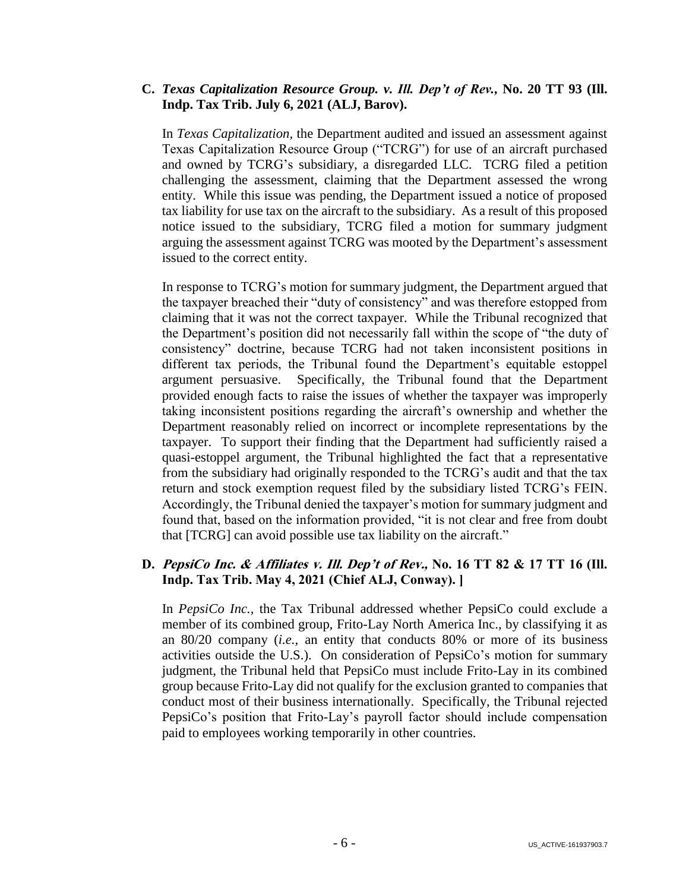### C. *Texas Capitalization Resource Group. v. Ill. Dep't of Rev.*, No. 20 TT 93 (Ill. Indp. Tax Trib. July 6, 2021 (ALJ, Barov).

In *Texas Capitalization*, the Department audited and issued an assessment against Texas Capitalization Resource Group ("TCRG") for use of an aircraft purchased and owned by TCRG's subsidiary, a disregarded LLC. TCRG filed a petition challenging the assessment, claiming that the Department assessed the wrong entity. While this issue was pending, the Department issued a notice of proposed tax liability for use tax on the aircraft to the subsidiary. As a result of this proposed notice issued to the subsidiary, TCRG filed a motion for summary judgment arguing the assessment against TCRG was mooted by the Department's assessment issued to the correct entity.

In response to TCRG's motion for summary judgment, the Department argued that the taxpayer breached their "duty of consistency" and was therefore estopped from claiming that it was not the correct taxpayer. While the Tribunal recognized that the Department's position did not necessarily fall within the scope of "the duty of consistency" doctrine, because TCRG had not taken inconsistent positions in different tax periods, the Tribunal found the Department's equitable estoppel argument persuasive. Specifically, the Tribunal found that the Department provided enough facts to raise the issues of whether the taxpayer was improperly taking inconsistent positions regarding the aircraft's ownership and whether the Department reasonably relied on incorrect or incomplete representations by the taxpayer. To support their finding that the Department had sufficiently raised a quasi-estoppel argument, the Tribunal highlighted the fact that a representative from the subsidiary had originally responded to the TCRG's audit and that the tax return and stock exemption request filed by the subsidiary listed TCRG's FEIN. Accordingly, the Tribunal denied the taxpayer's motion for summary judgment and found that, based on the information provided, "it is not clear and free from doubt that [TCRG] can avoid possible use tax liability on the aircraft."

### D. *PepsiCo Inc. & Affiliates v. Ill. Dep't of Rev.*, No. 16 TT 82 & 17 TT 16 (Ill. Indp. Tax Trib. May 4, 2021 (Chief ALJ, Conway). ]

In *PepsiCo Inc.*, the Tax Tribunal addressed whether PepsiCo could exclude a member of its combined group, Frito-Lay North America Inc., by classifying it as an 80/20 company (*i.e.*, an entity that conducts 80% or more of its business activities outside the U.S.). On consideration of PepsiCo's motion for summary judgment, the Tribunal held that PepsiCo must include Frito-Lay in its combined group because Frito-Lay did not qualify for the exclusion granted to companies that conduct most of their business internationally. Specifically, the Tribunal rejected PepsiCo's position that Frito-Lay's payroll factor should include compensation paid to employees working temporarily in other countries.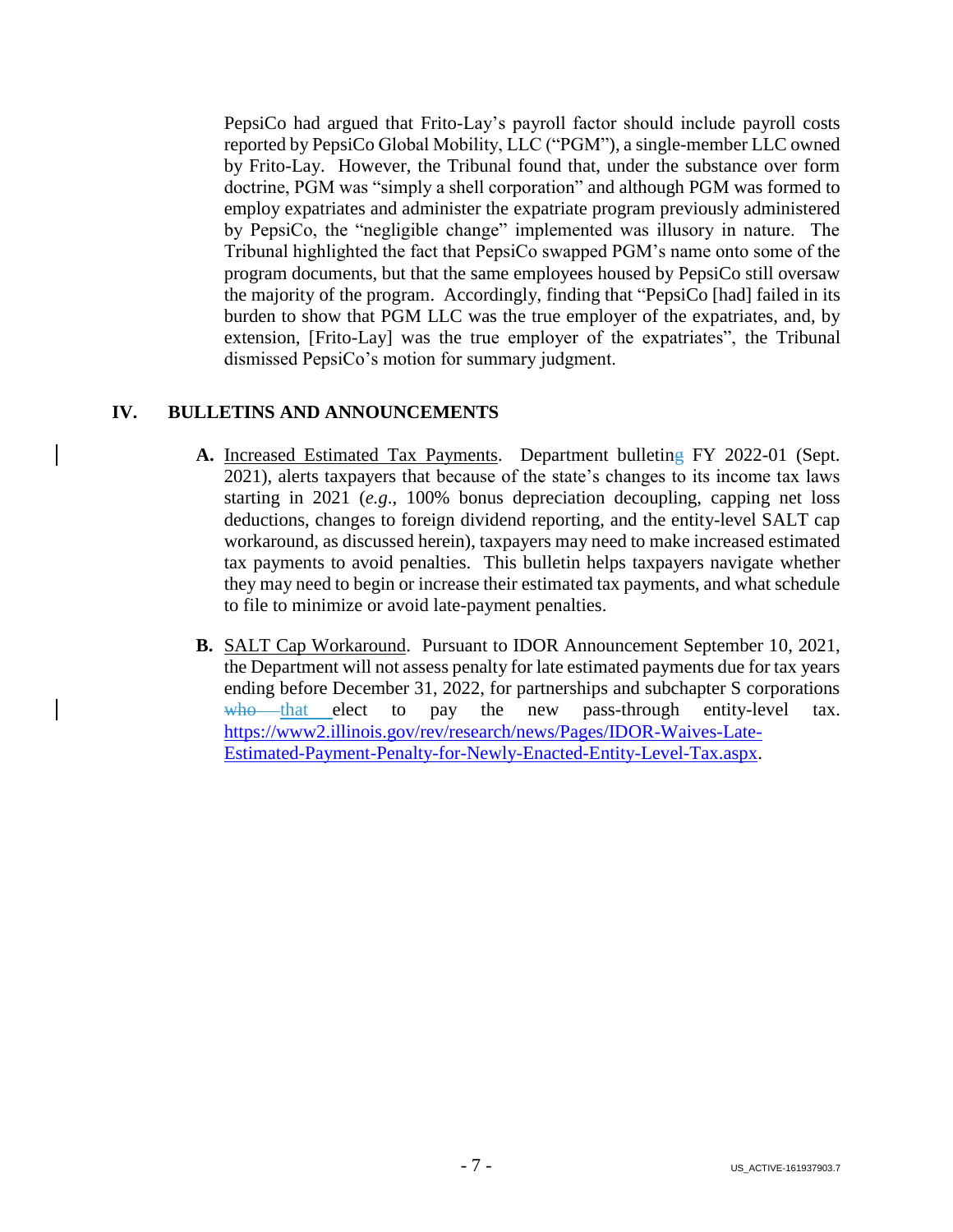PepsiCo had argued that Frito-Lay's payroll factor should include payroll costs reported by PepsiCo Global Mobility, LLC ("PGM"), a single-member LLC owned by Frito-Lay. However, the Tribunal found that, under the substance over form doctrine, PGM was "simply a shell corporation" and although PGM was formed to employ expatriates and administer the expatriate program previously administered by PepsiCo, the "negligible change" implemented was illusory in nature. The Tribunal highlighted the fact that PepsiCo swapped PGM's name onto some of the program documents, but that the same employees housed by PepsiCo still oversaw the majority of the program. Accordingly, finding that "PepsiCo [had] failed in its burden to show that PGM LLC was the true employer of the expatriates, and, by extension, [Frito-Lay] was the true employer of the expatriates", the Tribunal dismissed PepsiCo's motion for summary judgment.

## IV. BULLETINS AND ANNOUNCEMENTS

**A.** Increased Estimated Tax Payments. Department bulleting FY 2022-01 (Sept. 2021), alerts taxpayers that because of the state's changes to its income tax laws starting in 2021 (*e.g*., 100% bonus depreciation decoupling, capping net loss deductions, changes to foreign dividend reporting, and the entity-level SALT cap workaround, as discussed herein), taxpayers may need to make increased estimated tax payments to avoid penalties. This bulletin helps taxpayers navigate whether they may need to begin or increase their estimated tax payments, and what schedule to file to minimize or avoid late-payment penalties.

**B.** SALT Cap Workaround. Pursuant to IDOR Announcement September 10, 2021, the Department will not assess penalty for late estimated payments due for tax years ending before December 31, 2022, for partnerships and subchapter S corporations ~~who~~ that elect to pay the new pass-through entity-level tax. https://www2.illinois.gov/rev/research/news/Pages/IDOR-Waives-Late-Estimated-Payment-Penalty-for-Newly-Enacted-Entity-Level-Tax.aspx.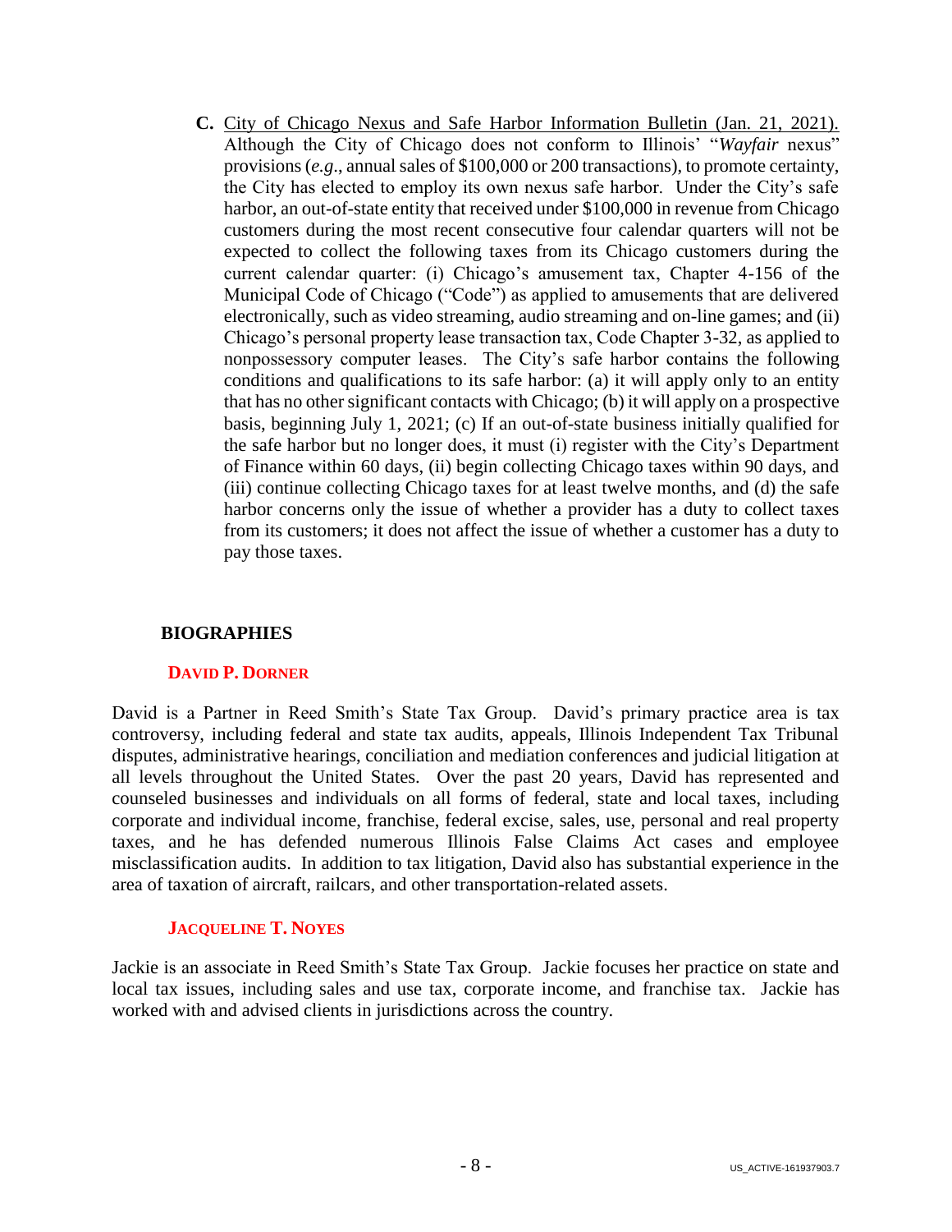**C.** <u>City of Chicago Nexus and Safe Harbor Information Bulletin (Jan. 21, 2021).</u> Although the City of Chicago does not conform to Illinois' "*Wayfair* nexus" provisions (*e.g.*, annual sales of $100,000 or 200 transactions), to promote certainty, the City has elected to employ its own nexus safe harbor. Under the City's safe harbor, an out-of-state entity that received under $100,000 in revenue from Chicago customers during the most recent consecutive four calendar quarters will not be expected to collect the following taxes from its Chicago customers during the current calendar quarter: (i) Chicago's amusement tax, Chapter 4-156 of the Municipal Code of Chicago ("Code") as applied to amusements that are delivered electronically, such as video streaming, audio streaming and on-line games; and (ii) Chicago's personal property lease transaction tax, Code Chapter 3-32, as applied to nonpossessory computer leases. The City's safe harbor contains the following conditions and qualifications to its safe harbor: (a) it will apply only to an entity that has no other significant contacts with Chicago; (b) it will apply on a prospective basis, beginning July 1, 2021; (c) If an out-of-state business initially qualified for the safe harbor but no longer does, it must (i) register with the City's Department of Finance within 60 days, (ii) begin collecting Chicago taxes within 90 days, and (iii) continue collecting Chicago taxes for at least twelve months, and (d) the safe harbor concerns only the issue of whether a provider has a duty to collect taxes from its customers; it does not affect the issue of whether a customer has a duty to pay those taxes.

## BIOGRAPHIES

### DAVID P. DORNER

David is a Partner in Reed Smith's State Tax Group. David's primary practice area is tax controversy, including federal and state tax audits, appeals, Illinois Independent Tax Tribunal disputes, administrative hearings, conciliation and mediation conferences and judicial litigation at all levels throughout the United States. Over the past 20 years, David has represented and counseled businesses and individuals on all forms of federal, state and local taxes, including corporate and individual income, franchise, federal excise, sales, use, personal and real property taxes, and he has defended numerous Illinois False Claims Act cases and employee misclassification audits. In addition to tax litigation, David also has substantial experience in the area of taxation of aircraft, railcars, and other transportation-related assets.

### JACQUELINE T. NOYES

Jackie is an associate in Reed Smith's State Tax Group. Jackie focuses her practice on state and local tax issues, including sales and use tax, corporate income, and franchise tax. Jackie has worked with and advised clients in jurisdictions across the country.